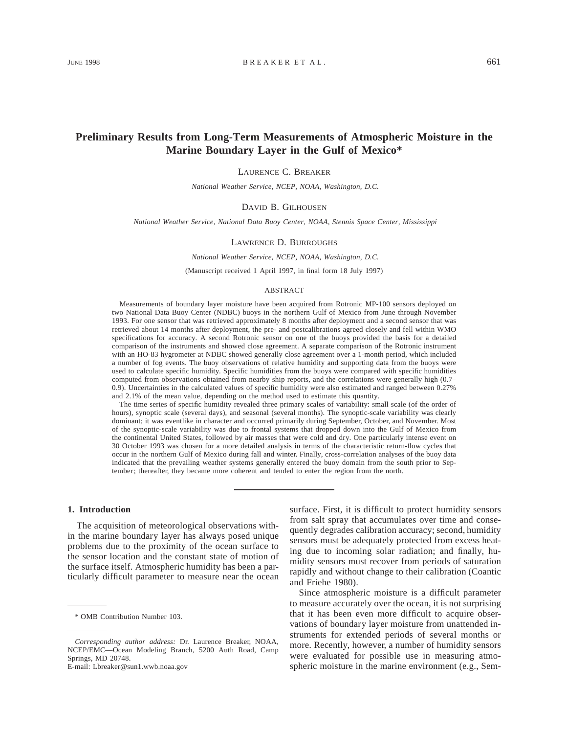# Preliminary Results from Long-Term Measurements of Atmospheric Moisture in the Marine Boundary Layer in the Gulf of Mexico*

LAURENCE C. BREAKER

*National Weather Service, NCEP, NOAA, Washington, D.C.*

DAVID B. GILHOUSEN

*National Weather Service, National Data Buoy Center, NOAA, Stennis Space Center, Mississippi*

LAWRENCE D. BURROUGHS

*National Weather Service, NCEP, NOAA, Washington, D.C.*

(Manuscript received 1 April 1997, in final form 18 July 1997)

## ABSTRACT

Measurements of boundary layer moisture have been acquired from Rotronic MP-100 sensors deployed on two National Data Buoy Center (NDBC) buoys in the northern Gulf of Mexico from June through November 1993. For one sensor that was retrieved approximately 8 months after deployment and a second sensor that was retrieved about 14 months after deployment, the pre- and postcalibrations agreed closely and fell within WMO specifications for accuracy. A second Rotronic sensor on one of the buoys provided the basis for a detailed comparison of the instruments and showed close agreement. A separate comparison of the Rotronic instrument with an HO-83 hygrometer at NDBC showed generally close agreement over a 1-month period, which included a number of fog events. The buoy observations of relative humidity and supporting data from the buoys were used to calculate specific humidity. Specific humidities from the buoys were compared with specific humidities computed from observations obtained from nearby ship reports, and the correlations were generally high (0.7–0.9). Uncertainties in the calculated values of specific humidity were also estimated and ranged between 0.27% and 2.1% of the mean value, depending on the method used to estimate this quantity.

The time series of specific humidity revealed three primary scales of variability: small scale (of the order of hours), synoptic scale (several days), and seasonal (several months). The synoptic-scale variability was clearly dominant; it was eventlike in character and occurred primarily during September, October, and November. Most of the synoptic-scale variability was due to frontal systems that dropped down into the Gulf of Mexico from the continental United States, followed by air masses that were cold and dry. One particularly intense event on 30 October 1993 was chosen for a more detailed analysis in terms of the characteristic return-flow cycles that occur in the northern Gulf of Mexico during fall and winter. Finally, cross-correlation analyses of the buoy data indicated that the prevailing weather systems generally entered the buoy domain from the south prior to September; thereafter, they became more coherent and tended to enter the region from the north.

## 1. Introduction

The acquisition of meteorological observations within the marine boundary layer has always posed unique problems due to the proximity of the ocean surface to the sensor location and the constant state of motion of the surface itself. Atmospheric humidity has been a particularly difficult parameter to measure near the ocean surface. First, it is difficult to protect humidity sensors from salt spray that accumulates over time and consequently degrades calibration accuracy; second, humidity sensors must be adequately protected from excess heating due to incoming solar radiation; and finally, humidity sensors must recover from periods of saturation rapidly and without change to their calibration (Coantic and Friehe 1980).

Since atmospheric moisture is a difficult parameter to measure accurately over the ocean, it is not surprising that it has been even more difficult to acquire observations of boundary layer moisture from unattended instruments for extended periods of several months or more. Recently, however, a number of humidity sensors were evaluated for possible use in measuring atmospheric moisture in the marine environment (e.g., Sem-

\* OMB Contribution Number 103.

*Corresponding author address:* Dr. Laurence Breaker, NOAA, NCEP/EMC—Ocean Modeling Branch, 5200 Auth Road, Camp Springs, MD 20748.
E-mail: Lbreaker@sun1.wwb.noaa.gov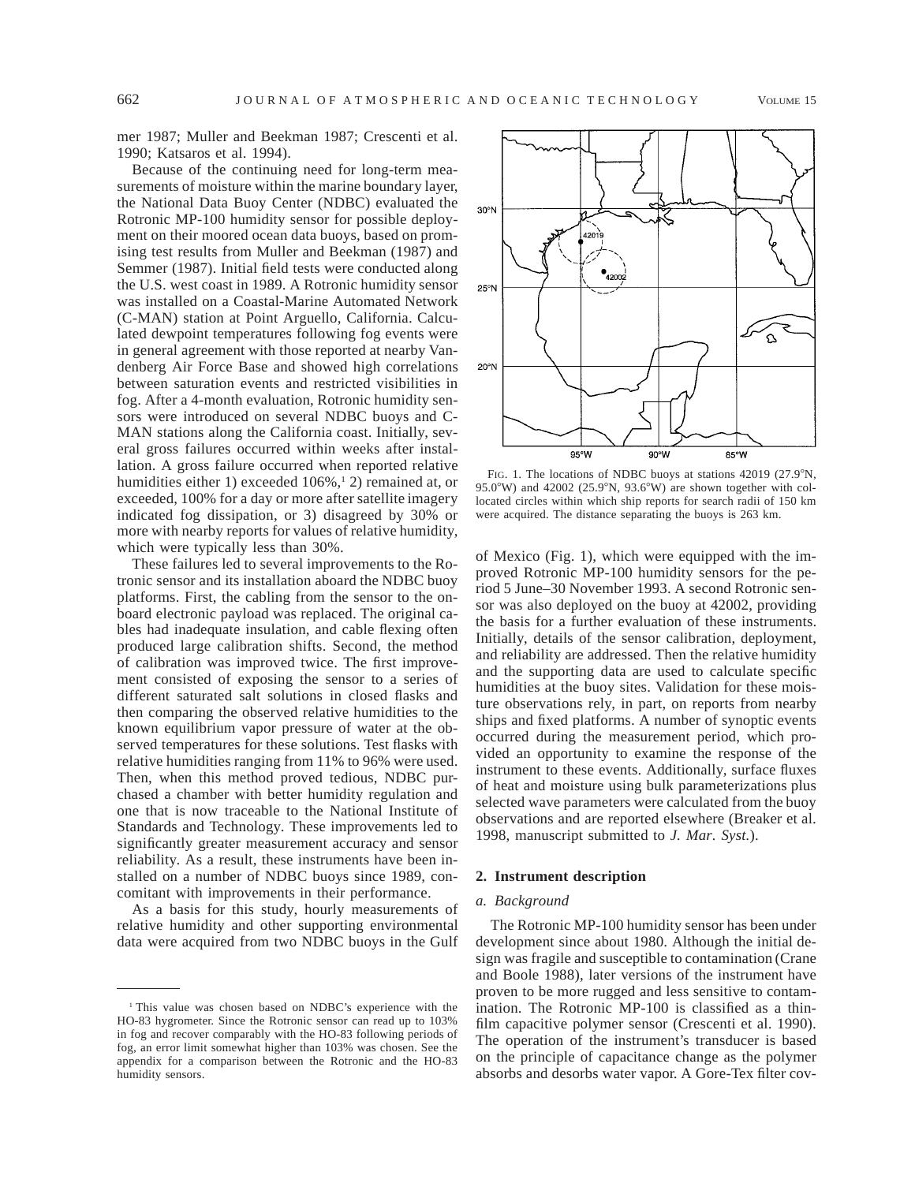mer 1987; Muller and Beekman 1987; Crescenti et al. 1990; Katsaros et al. 1994).

Because of the continuing need for long-term measurements of moisture within the marine boundary layer, the National Data Buoy Center (NDBC) evaluated the Rotronic MP-100 humidity sensor for possible deployment on their moored ocean data buoys, based on promising test results from Muller and Beekman (1987) and Semmer (1987). Initial field tests were conducted along the U.S. west coast in 1989. A Rotronic humidity sensor was installed on a Coastal-Marine Automated Network (C-MAN) station at Point Arguello, California. Calculated dewpoint temperatures following fog events were in general agreement with those reported at nearby Vandenberg Air Force Base and showed high correlations between saturation events and restricted visibilities in fog. After a 4-month evaluation, Rotronic humidity sensors were introduced on several NDBC buoys and C-MAN stations along the California coast. Initially, several gross failures occurred within weeks after installation. A gross failure occurred when reported relative humidities either 1) exceeded 106%,[1] 2) remained at, or exceeded, 100% for a day or more after satellite imagery indicated fog dissipation, or 3) disagreed by 30% or more with nearby reports for values of relative humidity, which were typically less than 30%.

These failures led to several improvements to the Rotronic sensor and its installation aboard the NDBC buoy platforms. First, the cabling from the sensor to the onboard electronic payload was replaced. The original cables had inadequate insulation, and cable flexing often produced large calibration shifts. Second, the method of calibration was improved twice. The first improvement consisted of exposing the sensor to a series of different saturated salt solutions in closed flasks and then comparing the observed relative humidities to the known equilibrium vapor pressure of water at the observed temperatures for these solutions. Test flasks with relative humidities ranging from 11% to 96% were used. Then, when this method proved tedious, NDBC purchased a chamber with better humidity regulation and one that is now traceable to the National Institute of Standards and Technology. These improvements led to significantly greater measurement accuracy and sensor reliability. As a result, these instruments have been installed on a number of NDBC buoys since 1989, concomitant with improvements in their performance.

As a basis for this study, hourly measurements of relative humidity and other supporting environmental data were acquired from two NDBC buoys in the Gulf of Mexico (Fig. 1), which were equipped with the improved Rotronic MP-100 humidity sensors for the period 5 June–30 November 1993. A second Rotronic sensor was also deployed on the buoy at 42002, providing the basis for a further evaluation of these instruments. Initially, details of the sensor calibration, deployment, and reliability are addressed. Then the relative humidity and the supporting data are used to calculate specific humidities at the buoy sites. Validation for these moisture observations rely, in part, on reports from nearby ships and fixed platforms. A number of synoptic events occurred during the measurement period, which provided an opportunity to examine the response of the instrument to these events. Additionally, surface fluxes of heat and moisture using bulk parameterizations plus selected wave parameters were calculated from the buoy observations and are reported elsewhere (Breaker et al. 1998, manuscript submitted to *J. Mar. Syst.*).

FIG. 1. The locations of NDBC buoys at stations 42019 (27.9°N, 95.0°W) and 42002 (25.9°N, 93.6°W) are shown together with collocated circles within which ship reports for search radii of 150 km were acquired. The distance separating the buoys is 263 km.

## 2. Instrument description

### *a. Background*

The Rotronic MP-100 humidity sensor has been under development since about 1980. Although the initial design was fragile and susceptible to contamination (Crane and Boole 1988), later versions of the instrument have proven to be more rugged and less sensitive to contamination. The Rotronic MP-100 is classified as a thin-film capacitive polymer sensor (Crescenti et al. 1990). The operation of the instrument's transducer is based on the principle of capacitance change as the polymer absorbs and desorbs water vapor. A Gore-Tex filter cov-

[1] This value was chosen based on NDBC's experience with the HO-83 hygrometer. Since the Rotronic sensor can read up to 103% in fog and recover comparably with the HO-83 following periods of fog, an error limit somewhat higher than 103% was chosen. See the appendix for a comparison between the Rotronic and the HO-83 humidity sensors.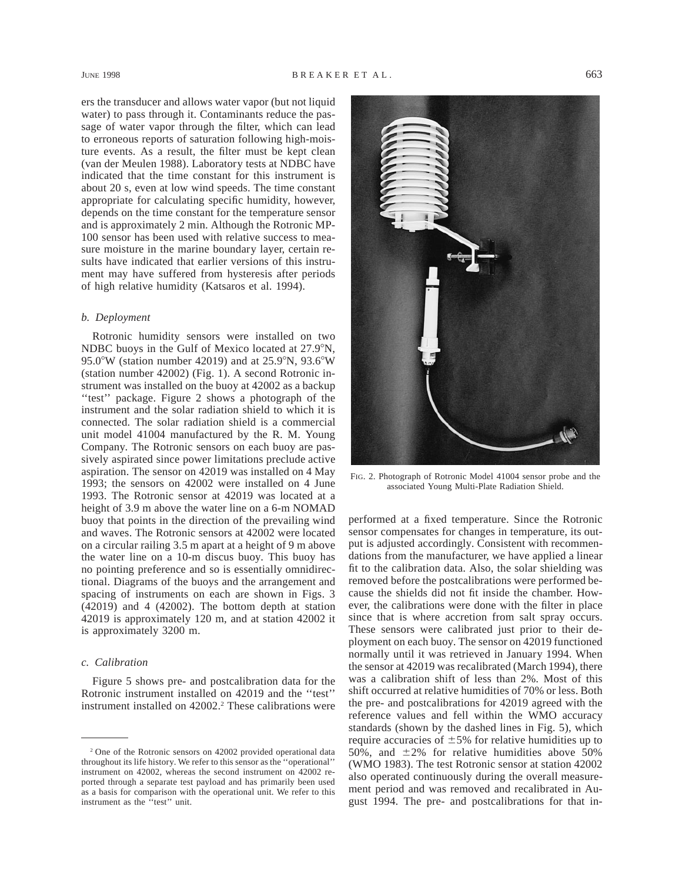ers the transducer and allows water vapor (but not liquid water) to pass through it. Contaminants reduce the passage of water vapor through the filter, which can lead to erroneous reports of saturation following high-moisture events. As a result, the filter must be kept clean (van der Meulen 1988). Laboratory tests at NDBC have indicated that the time constant for this instrument is about 20 s, even at low wind speeds. The time constant appropriate for calculating specific humidity, however, depends on the time constant for the temperature sensor and is approximately 2 min. Although the Rotronic MP-100 sensor has been used with relative success to measure moisture in the marine boundary layer, certain results have indicated that earlier versions of this instrument may have suffered from hysteresis after periods of high relative humidity (Katsaros et al. 1994).

### *b. Deployment*

Rotronic humidity sensors were installed on two NDBC buoys in the Gulf of Mexico located at 27.9°N, 95.0°W (station number 42019) and at 25.9°N, 93.6°W (station number 42002) (Fig. 1). A second Rotronic instrument was installed on the buoy at 42002 as a backup ''test'' package. Figure 2 shows a photograph of the instrument and the solar radiation shield to which it is connected. The solar radiation shield is a commercial unit model 41004 manufactured by the R. M. Young Company. The Rotronic sensors on each buoy are passively aspirated since power limitations preclude active aspiration. The sensor on 42019 was installed on 4 May 1993; the sensors on 42002 were installed on 4 June 1993. The Rotronic sensor at 42019 was located at a height of 3.9 m above the water line on a 6-m NOMAD buoy that points in the direction of the prevailing wind and waves. The Rotronic sensors at 42002 were located on a circular railing 3.5 m apart at a height of 9 m above the water line on a 10-m discus buoy. This buoy has no pointing preference and so is essentially omnidirectional. Diagrams of the buoys and the arrangement and spacing of instruments on each are shown in Figs. 3 (42019) and 4 (42002). The bottom depth at station 42019 is approximately 120 m, and at station 42002 it is approximately 3200 m.

### *c. Calibration*

Figure 5 shows pre- and postcalibration data for the Rotronic instrument installed on 42019 and the ''test'' instrument installed on 42002.[2] These calibrations were performed at a fixed temperature. Since the Rotronic sensor compensates for changes in temperature, its output is adjusted accordingly. Consistent with recommendations from the manufacturer, we have applied a linear fit to the calibration data. Also, the solar shielding was removed before the postcalibrations were performed because the shields did not fit inside the chamber. However, the calibrations were done with the filter in place since that is where accretion from salt spray occurs. These sensors were calibrated just prior to their deployment on each buoy. The sensor on 42019 functioned normally until it was retrieved in January 1994. When the sensor at 42019 was recalibrated (March 1994), there was a calibration shift of less than 2%. Most of this shift occurred at relative humidities of 70% or less. Both the pre- and postcalibrations for 42019 agreed with the reference values and fell within the WMO accuracy standards (shown by the dashed lines in Fig. 5), which require accuracies of ±5% for relative humidities up to 50%, and ±2% for relative humidities above 50% (WMO 1983). The test Rotronic sensor at station 42002 also operated continuously during the overall measurement period and was removed and recalibrated in August 1994. The pre- and postcalibrations for that in-

FIG. 2. Photograph of Rotronic Model 41004 sensor probe and the associated Young Multi-Plate Radiation Shield.

[2] One of the Rotronic sensors on 42002 provided operational data throughout its life history. We refer to this sensor as the ''operational'' instrument on 42002, whereas the second instrument on 42002 reported through a separate test payload and has primarily been used as a basis for comparison with the operational unit. We refer to this instrument as the ''test'' unit.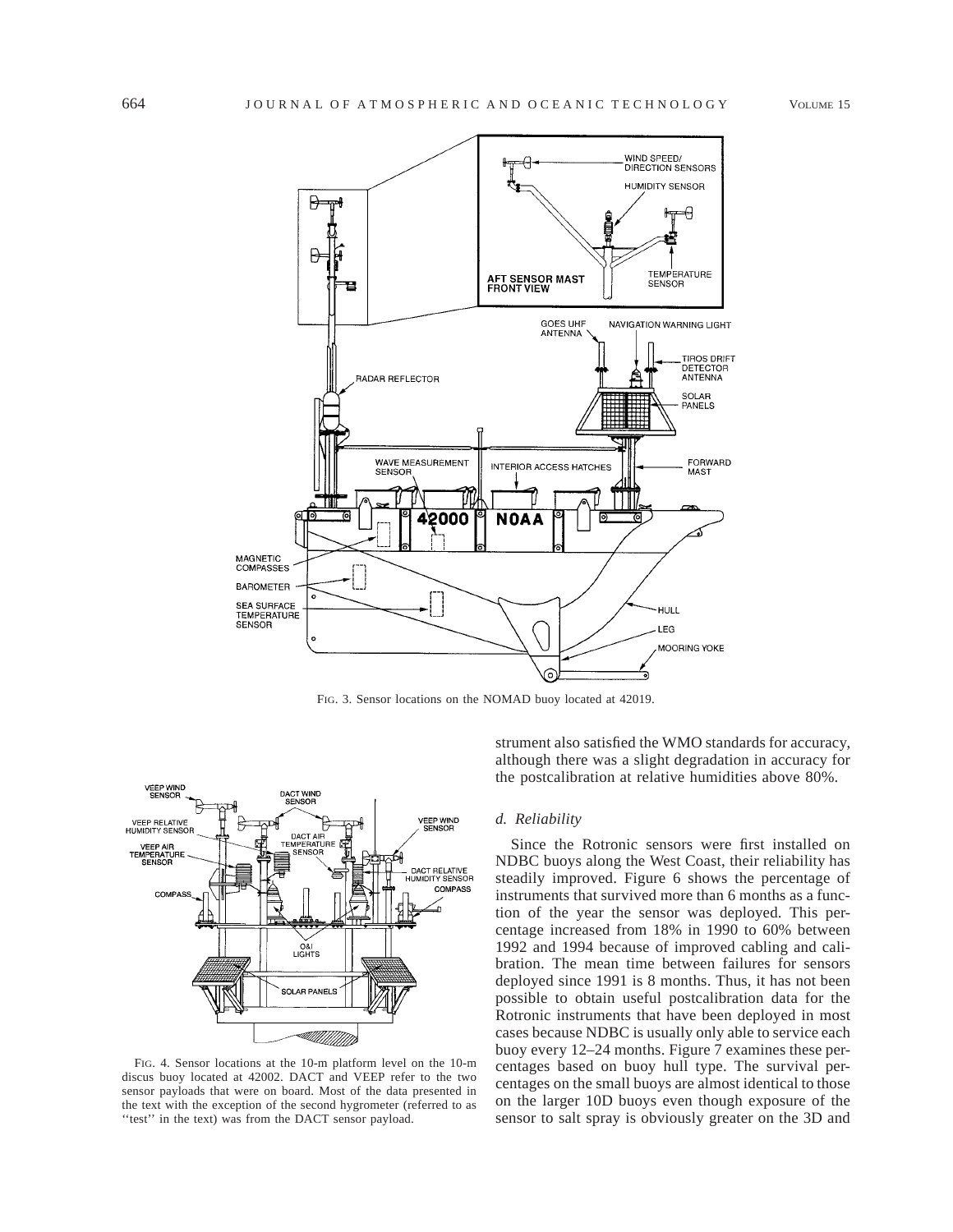FIG. 3. Sensor locations on the NOMAD buoy located at 42019.

FIG. 4. Sensor locations at the 10-m platform level on the 10-m discus buoy located at 42002. DACT and VEEP refer to the two sensor payloads that were on board. Most of the data presented in the text with the exception of the second hygrometer (referred to as ''test'' in the text) was from the DACT sensor payload.

strument also satisfied the WMO standards for accuracy, although there was a slight degradation in accuracy for the postcalibration at relative humidities above 80%.

### *d. Reliability*

Since the Rotronic sensors were first installed on NDBC buoys along the West Coast, their reliability has steadily improved. Figure 6 shows the percentage of instruments that survived more than 6 months as a function of the year the sensor was deployed. This percentage increased from 18% in 1990 to 60% between 1992 and 1994 because of improved cabling and calibration. The mean time between failures for sensors deployed since 1991 is 8 months. Thus, it has not been possible to obtain useful postcalibration data for the Rotronic instruments that have been deployed in most cases because NDBC is usually only able to service each buoy every 12–24 months. Figure 7 examines these percentages based on buoy hull type. The survival percentages on the small buoys are almost identical to those on the larger 10D buoys even though exposure of the sensor to salt spray is obviously greater on the 3D and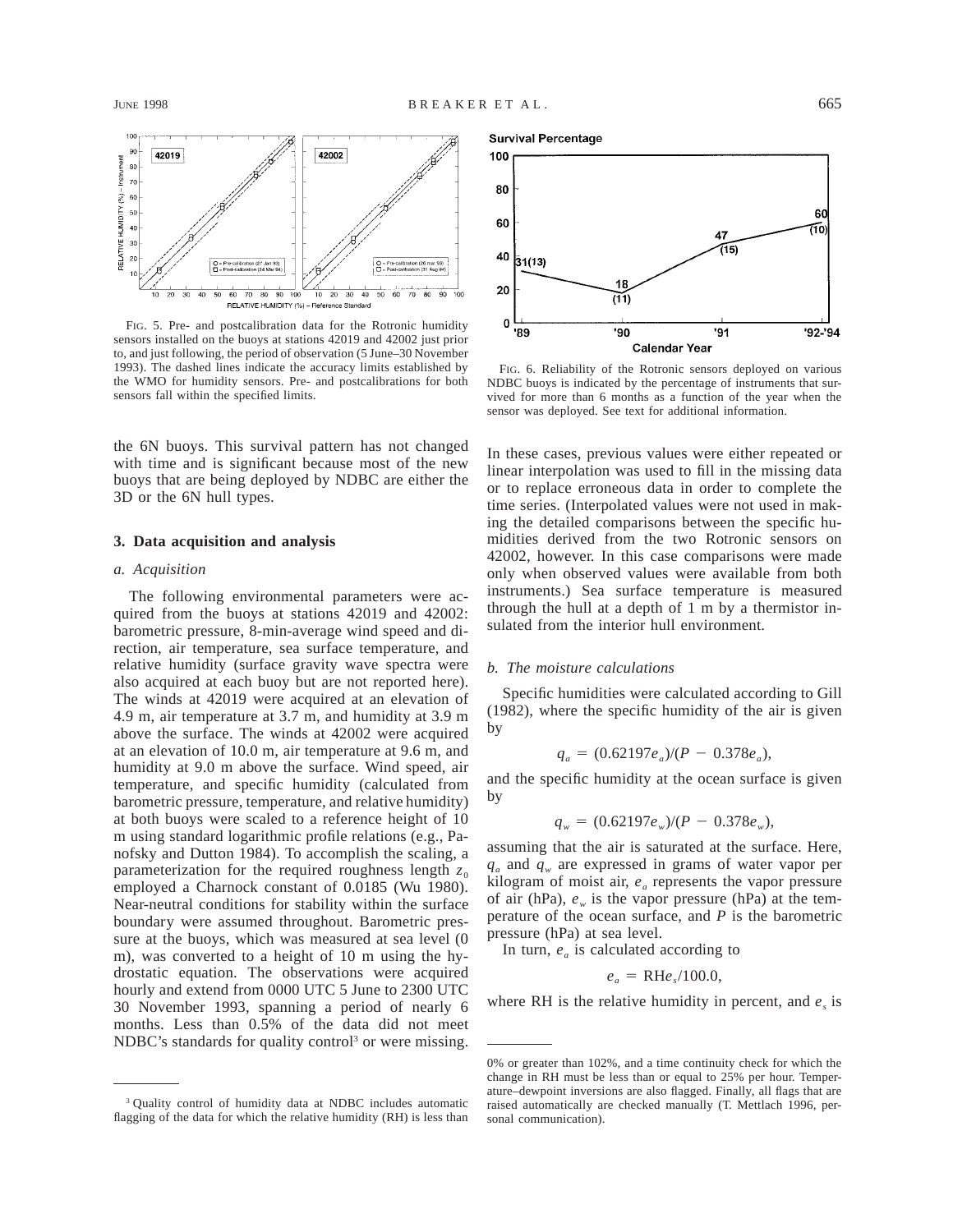FIG. 5. Pre- and postcalibration data for the Rotronic humidity sensors installed on the buoys at stations 42019 and 42002 just prior to, and just following, the period of observation (5 June–30 November 1993). The dashed lines indicate the accuracy limits established by the WMO for humidity sensors. Pre- and postcalibrations for both sensors fall within the specified limits.

FIG. 6. Reliability of the Rotronic sensors deployed on various NDBC buoys is indicated by the percentage of instruments that survived for more than 6 months as a function of the year when the sensor was deployed. See text for additional information.

the 6N buoys. This survival pattern has not changed with time and is significant because most of the new buoys that are being deployed by NDBC are either the 3D or the 6N hull types.

### 3. Data acquisition and analysis

#### *a. Acquisition*

The following environmental parameters were acquired from the buoys at stations 42019 and 42002: barometric pressure, 8-min-average wind speed and direction, air temperature, sea surface temperature, and relative humidity (surface gravity wave spectra were also acquired at each buoy but are not reported here). The winds at 42019 were acquired at an elevation of 4.9 m, air temperature at 3.7 m, and humidity at 3.9 m above the surface. The winds at 42002 were acquired at an elevation of 10.0 m, air temperature at 9.6 m, and humidity at 9.0 m above the surface. Wind speed, air temperature, and specific humidity (calculated from barometric pressure, temperature, and relative humidity) at both buoys were scaled to a reference height of 10 m using standard logarithmic profile relations (e.g., Panofsky and Dutton 1984). To accomplish the scaling, a parameterization for the required roughness length $z_0$ employed a Charnock constant of 0.0185 (Wu 1980). Near-neutral conditions for stability within the surface boundary were assumed throughout. Barometric pressure at the buoys, which was measured at sea level (0 m), was converted to a height of 10 m using the hydrostatic equation. The observations were acquired hourly and extend from 0000 UTC 5 June to 2300 UTC 30 November 1993, spanning a period of nearly 6 months. Less than 0.5% of the data did not meet NDBC's standards for quality control[3] or were missing. In these cases, previous values were either repeated or linear interpolation was used to fill in the missing data or to replace erroneous data in order to complete the time series. (Interpolated values were not used in making the detailed comparisons between the specific humidities derived from the two Rotronic sensors on 42002, however. In this case comparisons were made only when observed values were available from both instruments.) Sea surface temperature is measured through the hull at a depth of 1 m by a thermistor insulated from the interior hull environment.

#### *b. The moisture calculations*

Specific humidities were calculated according to Gill (1982), where the specific humidity of the air is given by

$$q_a = (0.62197e_a)/(P - 0.378e_a),$$

and the specific humidity at the ocean surface is given by

$$q_w = (0.62197e_w)/(P - 0.378e_w),$$

assuming that the air is saturated at the surface. Here, $q_a$ and $q_w$ are expressed in grams of water vapor per kilogram of moist air, $e_a$ represents the vapor pressure of air (hPa), $e_w$ is the vapor pressure (hPa) at the temperature of the ocean surface, and $P$ is the barometric pressure (hPa) at sea level.

In turn, $e_a$ is calculated according to

$$e_a = \text{RH}e_s/100.0,$$

where RH is the relative humidity in percent, and $e_s$ is

---

[3] Quality control of humidity data at NDBC includes automatic flagging of the data for which the relative humidity (RH) is less than 0% or greater than 102%, and a time continuity check for which the change in RH must be less than or equal to 25% per hour. Temperature–dewpoint inversions are also flagged. Finally, all flags that are raised automatically are checked manually (T. Mettlach 1996, personal communication).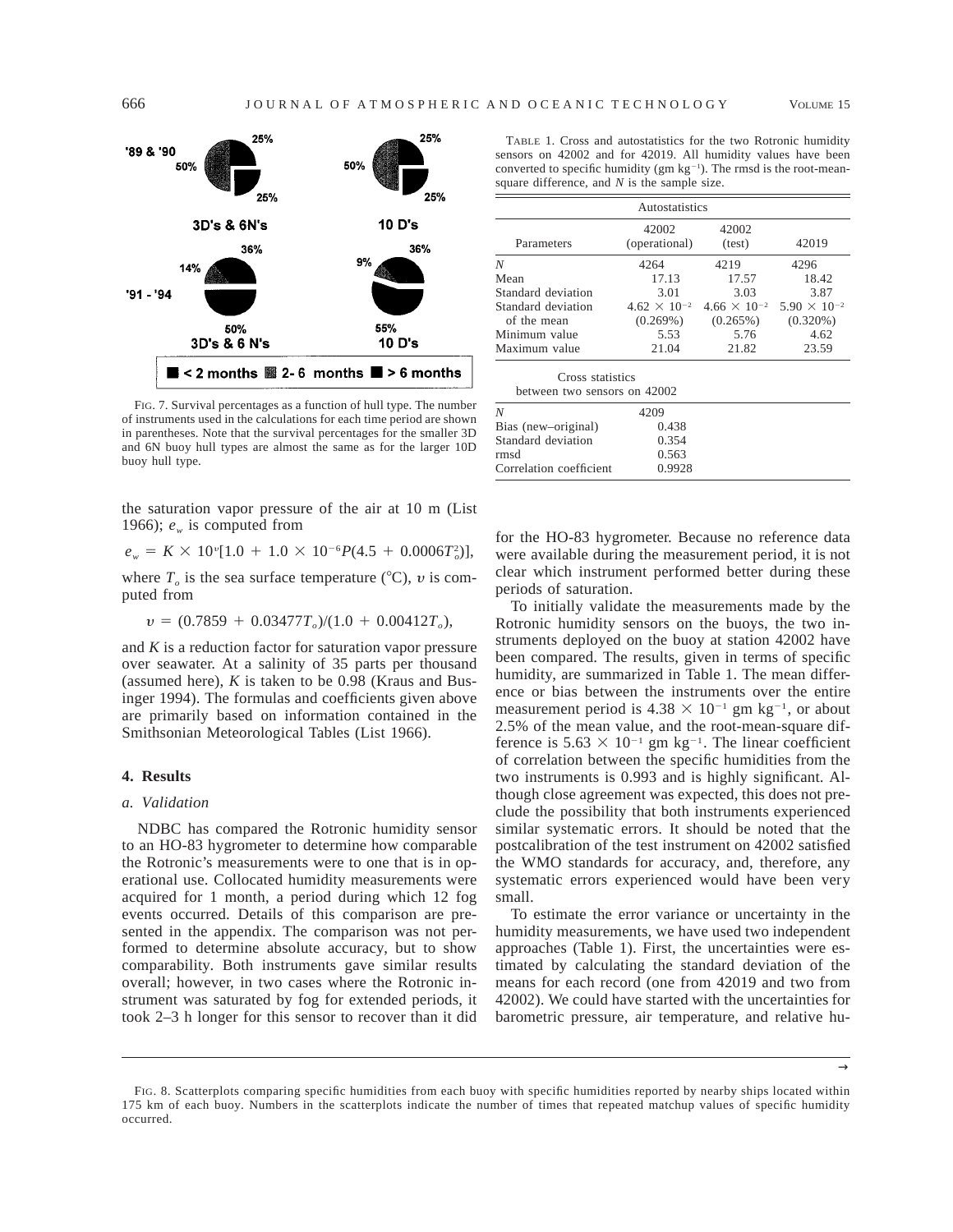FIG. 7. Survival percentages as a function of hull type. The number of instruments used in the calculations for each time period are shown in parentheses. Note that the survival percentages for the smaller 3D and 6N buoy hull types are almost the same as for the larger 10D buoy hull type.

TABLE 1. Cross and autostatistics for the two Rotronic humidity sensors on 42002 and for 42019. All humidity values have been converted to specific humidity (gm kg$^{-1}$). The rmsd is the root-mean-square difference, and $N$ is the sample size.

| Autostatistics | | | |
|---|---|---|---|
| Parameters | 42002 (operational) | 42002 (test) | 42019 |
| $N$ | 4264 | 4219 | 4296 |
| Mean | 17.13 | 17.57 | 18.42 |
| Standard deviation | 3.01 | 3.03 | 3.87 |
| Standard deviation of the mean | $4.62 \times 10^{-2}$ (0.269%) | $4.66 \times 10^{-2}$ (0.265%) | $5.90 \times 10^{-2}$ (0.320%) |
| Minimum value | 5.53 | 5.76 | 4.62 |
| Maximum value | 21.04 | 21.82 | 23.59 |
| **Cross statistics between two sensors on 42002** | | | |
| $N$ | 4209 | | |
| Bias (new–original) | 0.438 | | |
| Standard deviation | 0.354 | | |
| rmsd | 0.563 | | |
| Correlation coefficient | 0.9928 | | |

the saturation vapor pressure of the air at 10 m (List 1966); $e_w$ is computed from

$$e_w = K \times 10^{\upsilon}[1.0 + 1.0 \times 10^{-6}P(4.5 + 0.0006T_o^2)],$$

where $T_o$ is the sea surface temperature (°C), $\upsilon$ is computed from

$$\upsilon = (0.7859 + 0.03477T_o)/(1.0 + 0.00412T_o),$$

and $K$ is a reduction factor for saturation vapor pressure over seawater. At a salinity of 35 parts per thousand (assumed here), $K$ is taken to be 0.98 (Kraus and Businger 1994). The formulas and coefficients given above are primarily based on information contained in the Smithsonian Meteorological Tables (List 1966).

## 4. Results

### *a. Validation*

NDBC has compared the Rotronic humidity sensor to an HO-83 hygrometer to determine how comparable the Rotronic's measurements were to one that is in operational use. Collocated humidity measurements were acquired for 1 month, a period during which 12 fog events occurred. Details of this comparison are presented in the appendix. The comparison was not performed to determine absolute accuracy, but to show comparability. Both instruments gave similar results overall; however, in two cases where the Rotronic instrument was saturated by fog for extended periods, it took 2–3 h longer for this sensor to recover than it did for the HO-83 hygrometer. Because no reference data were available during the measurement period, it is not clear which instrument performed better during these periods of saturation.

To initially validate the measurements made by the Rotronic humidity sensors on the buoys, the two instruments deployed on the buoy at station 42002 have been compared. The results, given in terms of specific humidity, are summarized in Table 1. The mean difference or bias between the instruments over the entire measurement period is $4.38 \times 10^{-1}$ gm kg$^{-1}$, or about 2.5% of the mean value, and the root-mean-square difference is $5.63 \times 10^{-1}$ gm kg$^{-1}$. The linear coefficient of correlation between the specific humidities from the two instruments is 0.993 and is highly significant. Although close agreement was expected, this does not preclude the possibility that both instruments experienced similar systematic errors. It should be noted that the postcalibration of the test instrument on 42002 satisfied the WMO standards for accuracy, and, therefore, any systematic errors experienced would have been very small.

To estimate the error variance or uncertainty in the humidity measurements, we have used two independent approaches (Table 1). First, the uncertainties were estimated by calculating the standard deviation of the means for each record (one from 42019 and two from 42002). We could have started with the uncertainties for barometric pressure, air temperature, and relative hu-

FIG. 8. Scatterplots comparing specific humidities from each buoy with specific humidities reported by nearby ships located within 175 km of each buoy. Numbers in the scatterplots indicate the number of times that repeated matchup values of specific humidity occurred.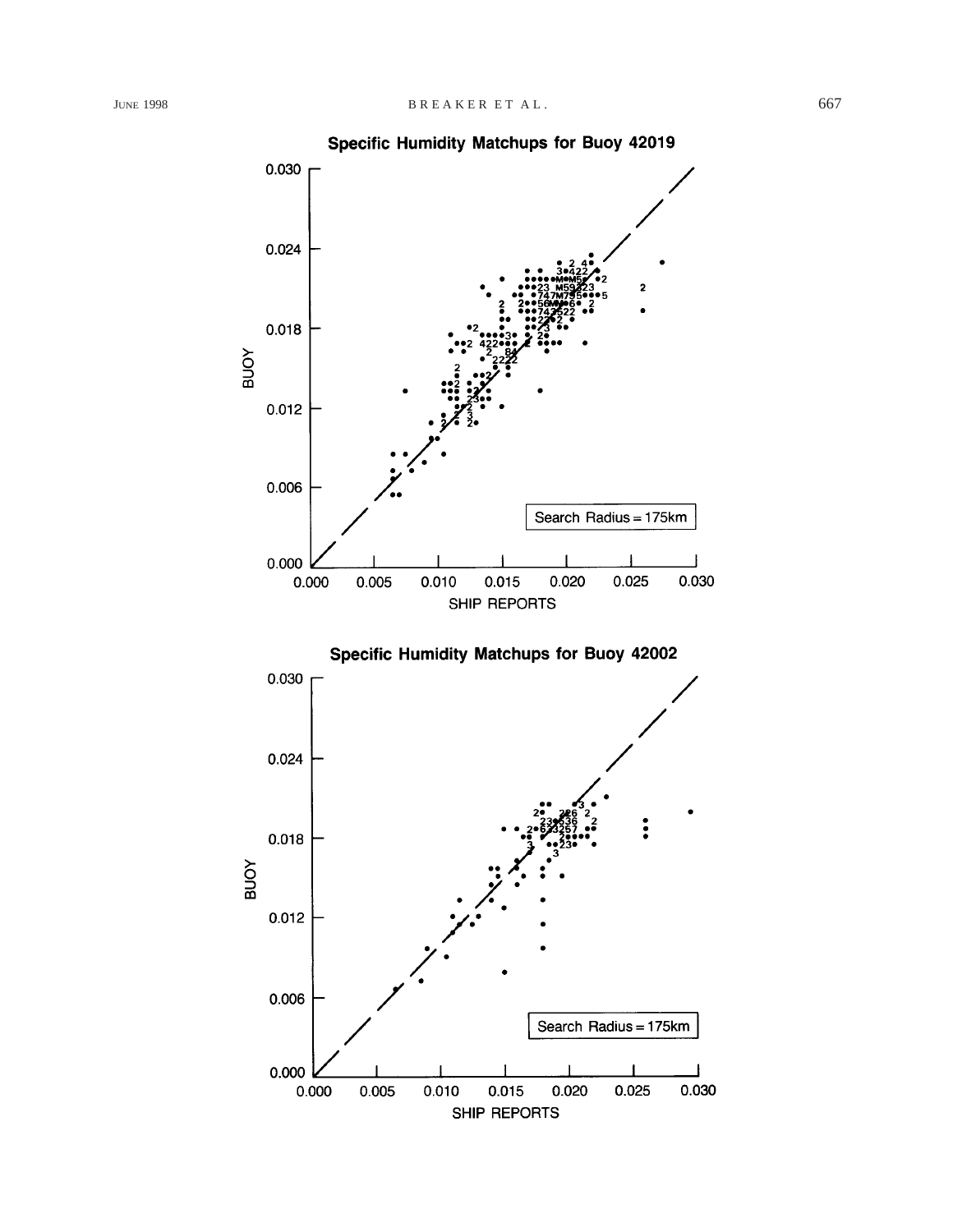**Specific Humidity Matchups for Buoy 42019**

BUOY (0.000–0.030) vs. SHIP REPORTS (0.000–0.030)

Search Radius = 175km

**Specific Humidity Matchups for Buoy 42002**

BUOY (0.000–0.030) vs. SHIP REPORTS (0.000–0.030)

Search Radius = 175km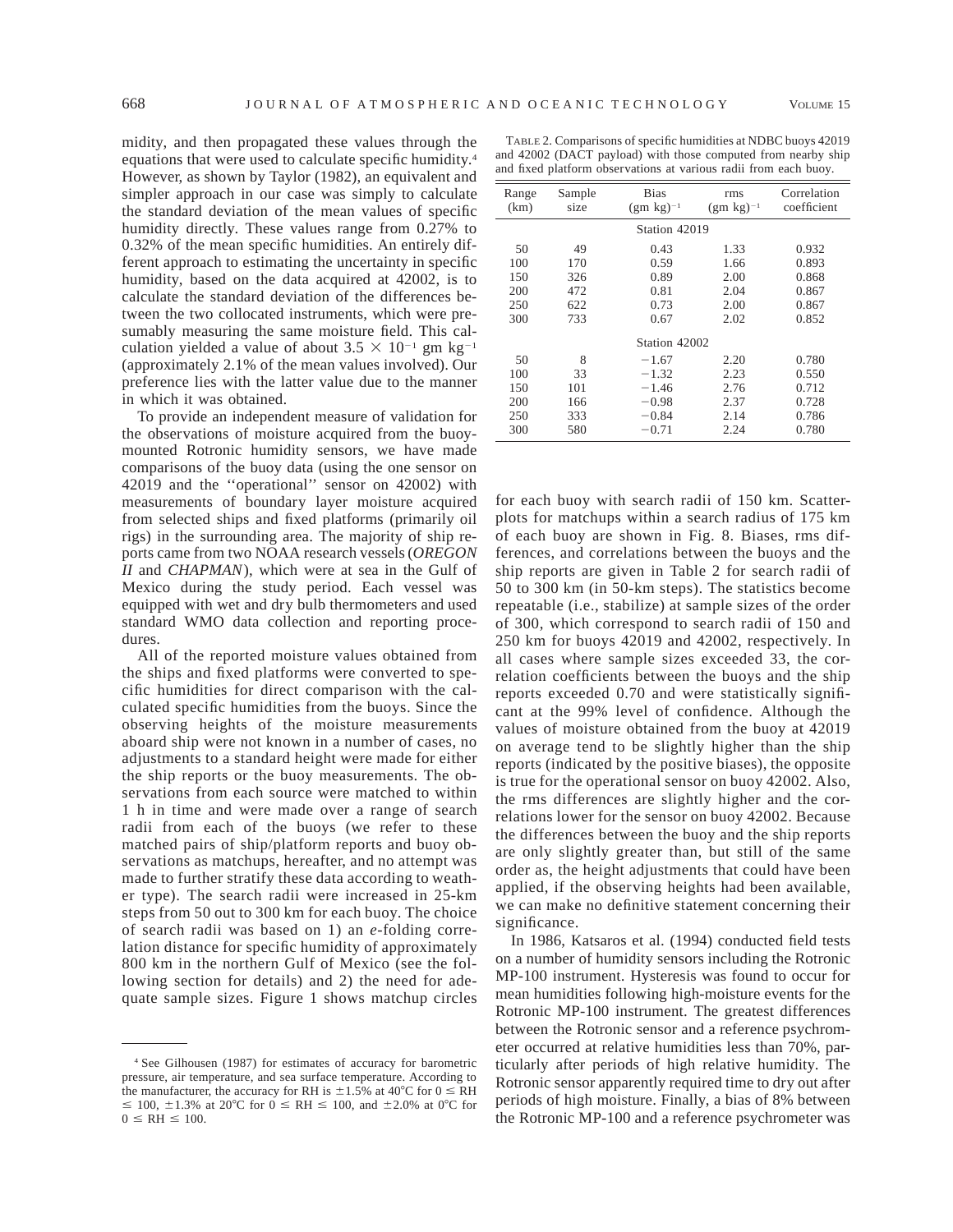midity, and then propagated these values through the equations that were used to calculate specific humidity.[4] However, as shown by Taylor (1982), an equivalent and simpler approach in our case was simply to calculate the standard deviation of the mean values of specific humidity directly. These values range from 0.27% to 0.32% of the mean specific humidities. An entirely different approach to estimating the uncertainty in specific humidity, based on the data acquired at 42002, is to calculate the standard deviation of the differences between the two collocated instruments, which were presumably measuring the same moisture field. This calculation yielded a value of about $3.5 \times 10^{-1}$ gm kg$^{-1}$ (approximately 2.1% of the mean values involved). Our preference lies with the latter value due to the manner in which it was obtained.

To provide an independent measure of validation for the observations of moisture acquired from the buoy-mounted Rotronic humidity sensors, we have made comparisons of the buoy data (using the one sensor on 42019 and the "operational" sensor on 42002) with measurements of boundary layer moisture acquired from selected ships and fixed platforms (primarily oil rigs) in the surrounding area. The majority of ship reports came from two NOAA research vessels (*OREGON II* and *CHAPMAN*), which were at sea in the Gulf of Mexico during the study period. Each vessel was equipped with wet and dry bulb thermometers and used standard WMO data collection and reporting procedures.

All of the reported moisture values obtained from the ships and fixed platforms were converted to specific humidities for direct comparison with the calculated specific humidities from the buoys. Since the observing heights of the moisture measurements aboard ship were not known in a number of cases, no adjustments to a standard height were made for either the ship reports or the buoy measurements. The observations from each source were matched to within 1 h in time and were made over a range of search radii from each of the buoys (we refer to these matched pairs of ship/platform reports and buoy observations as matchups, hereafter, and no attempt was made to further stratify these data according to weather type). The search radii were increased in 25-km steps from 50 out to 300 km for each buoy. The choice of search radii was based on 1) an *e*-folding correlation distance for specific humidity of approximately 800 km in the northern Gulf of Mexico (see the following section for details) and 2) the need for adequate sample sizes. Figure 1 shows matchup circles for each buoy with search radii of 150 km. Scatterplots for matchups within a search radius of 175 km of each buoy are shown in Fig. 8. Biases, rms differences, and correlations between the buoys and the ship reports are given in Table 2 for search radii of 50 to 300 km (in 50-km steps). The statistics become repeatable (i.e., stabilize) at sample sizes of the order of 300, which correspond to search radii of 150 and 250 km for buoys 42019 and 42002, respectively. In all cases where sample sizes exceeded 33, the correlation coefficients between the buoys and the ship reports exceeded 0.70 and were statistically significant at the 99% level of confidence. Although the values of moisture obtained from the buoy at 42019 on average tend to be slightly higher than the ship reports (indicated by the positive biases), the opposite is true for the operational sensor on buoy 42002. Also, the rms differences are slightly higher and the correlations lower for the sensor on buoy 42002. Because the differences between the buoy and the ship reports are only slightly greater than, but still of the same order as, the height adjustments that could have been applied, if the observing heights had been available, we can make no definitive statement concerning their significance.

TABLE 2. Comparisons of specific humidities at NDBC buoys 42019 and 42002 (DACT payload) with those computed from nearby ship and fixed platform observations at various radii from each buoy.

| Range (km) | Sample size | Bias (gm kg)$^{-1}$ | rms (gm kg)$^{-1}$ | Correlation coefficient |
|---|---|---|---|---|
| | | Station 42019 | | |
| 50 | 49 | 0.43 | 1.33 | 0.932 |
| 100 | 170 | 0.59 | 1.66 | 0.893 |
| 150 | 326 | 0.89 | 2.00 | 0.868 |
| 200 | 472 | 0.81 | 2.04 | 0.867 |
| 250 | 622 | 0.73 | 2.00 | 0.867 |
| 300 | 733 | 0.67 | 2.02 | 0.852 |
| | | Station 42002 | | |
| 50 | 8 | −1.67 | 2.20 | 0.780 |
| 100 | 33 | −1.32 | 2.23 | 0.550 |
| 150 | 101 | −1.46 | 2.76 | 0.712 |
| 200 | 166 | −0.98 | 2.37 | 0.728 |
| 250 | 333 | −0.84 | 2.14 | 0.786 |
| 300 | 580 | −0.71 | 2.24 | 0.780 |

In 1986, Katsaros et al. (1994) conducted field tests on a number of humidity sensors including the Rotronic MP-100 instrument. Hysteresis was found to occur for mean humidities following high-moisture events for the Rotronic MP-100 instrument. The greatest differences between the Rotronic sensor and a reference psychrometer occurred at relative humidities less than 70%, particularly after periods of high relative humidity. The Rotronic sensor apparently required time to dry out after periods of high moisture. Finally, a bias of 8% between the Rotronic MP-100 and a reference psychrometer was

[4] See Gilhousen (1987) for estimates of accuracy for barometric pressure, air temperature, and sea surface temperature. According to the manufacturer, the accuracy for RH is ±1.5% at 40°C for $0 \leq \mathrm{RH} \leq 100$, ±1.3% at 20°C for $0 \leq \mathrm{RH} \leq 100$, and ±2.0% at 0°C for $0 \leq \mathrm{RH} \leq 100$.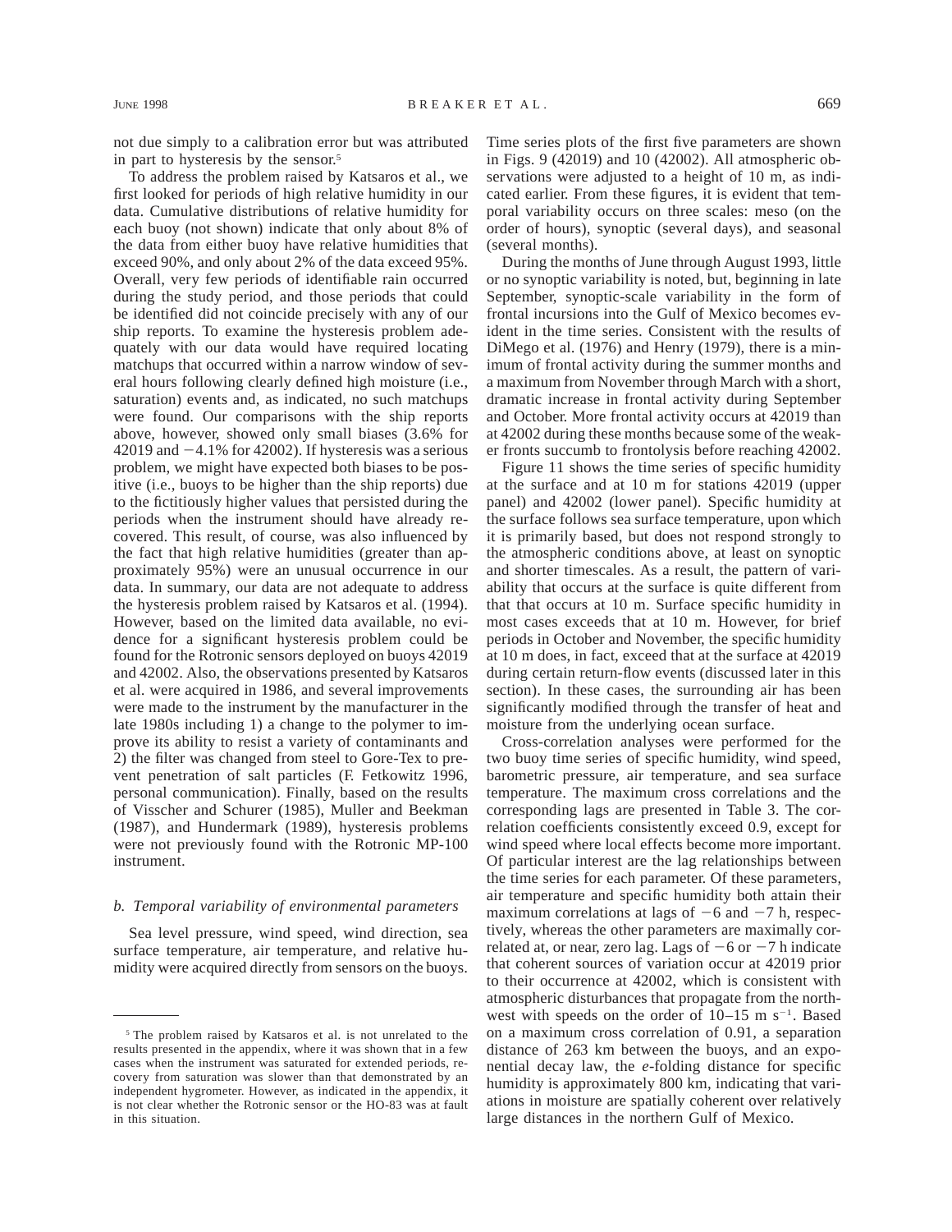not due simply to a calibration error but was attributed in part to hysteresis by the sensor.[5]

To address the problem raised by Katsaros et al., we first looked for periods of high relative humidity in our data. Cumulative distributions of relative humidity for each buoy (not shown) indicate that only about 8% of the data from either buoy have relative humidities that exceed 90%, and only about 2% of the data exceed 95%. Overall, very few periods of identifiable rain occurred during the study period, and those periods that could be identified did not coincide precisely with any of our ship reports. To examine the hysteresis problem adequately with our data would have required locating matchups that occurred within a narrow window of several hours following clearly defined high moisture (i.e., saturation) events and, as indicated, no such matchups were found. Our comparisons with the ship reports above, however, showed only small biases (3.6% for 42019 and −4.1% for 42002). If hysteresis was a serious problem, we might have expected both biases to be positive (i.e., buoys to be higher than the ship reports) due to the fictitiously higher values that persisted during the periods when the instrument should have already recovered. This result, of course, was also influenced by the fact that high relative humidities (greater than approximately 95%) were an unusual occurrence in our data. In summary, our data are not adequate to address the hysteresis problem raised by Katsaros et al. (1994). However, based on the limited data available, no evidence for a significant hysteresis problem could be found for the Rotronic sensors deployed on buoys 42019 and 42002. Also, the observations presented by Katsaros et al. were acquired in 1986, and several improvements were made to the instrument by the manufacturer in the late 1980s including 1) a change to the polymer to improve its ability to resist a variety of contaminants and 2) the filter was changed from steel to Gore-Tex to prevent penetration of salt particles (F. Fetkowitz 1996, personal communication). Finally, based on the results of Visscher and Schurer (1985), Muller and Beekman (1987), and Hundermark (1989), hysteresis problems were not previously found with the Rotronic MP-100 instrument.

### *b. Temporal variability of environmental parameters*

Sea level pressure, wind speed, wind direction, sea surface temperature, air temperature, and relative humidity were acquired directly from sensors on the buoys. Time series plots of the first five parameters are shown in Figs. 9 (42019) and 10 (42002). All atmospheric observations were adjusted to a height of 10 m, as indicated earlier. From these figures, it is evident that temporal variability occurs on three scales: meso (on the order of hours), synoptic (several days), and seasonal (several months).

During the months of June through August 1993, little or no synoptic variability is noted, but, beginning in late September, synoptic-scale variability in the form of frontal incursions into the Gulf of Mexico becomes evident in the time series. Consistent with the results of DiMego et al. (1976) and Henry (1979), there is a minimum of frontal activity during the summer months and a maximum from November through March with a short, dramatic increase in frontal activity during September and October. More frontal activity occurs at 42019 than at 42002 during these months because some of the weaker fronts succumb to frontolysis before reaching 42002.

Figure 11 shows the time series of specific humidity at the surface and at 10 m for stations 42019 (upper panel) and 42002 (lower panel). Specific humidity at the surface follows sea surface temperature, upon which it is primarily based, but does not respond strongly to the atmospheric conditions above, at least on synoptic and shorter timescales. As a result, the pattern of variability that occurs at the surface is quite different from that that occurs at 10 m. Surface specific humidity in most cases exceeds that at 10 m. However, for brief periods in October and November, the specific humidity at 10 m does, in fact, exceed that at the surface at 42019 during certain return-flow events (discussed later in this section). In these cases, the surrounding air has been significantly modified through the transfer of heat and moisture from the underlying ocean surface.

Cross-correlation analyses were performed for the two buoy time series of specific humidity, wind speed, barometric pressure, air temperature, and sea surface temperature. The maximum cross correlations and the corresponding lags are presented in Table 3. The correlation coefficients consistently exceed 0.9, except for wind speed where local effects become more important. Of particular interest are the lag relationships between the time series for each parameter. Of these parameters, air temperature and specific humidity both attain their maximum correlations at lags of −6 and −7 h, respectively, whereas the other parameters are maximally correlated at, or near, zero lag. Lags of −6 or −7 h indicate that coherent sources of variation occur at 42019 prior to their occurrence at 42002, which is consistent with atmospheric disturbances that propagate from the northwest with speeds on the order of 10–15 m s$^{-1}$. Based on a maximum cross correlation of 0.91, a separation distance of 263 km between the buoys, and an exponential decay law, the *e*-folding distance for specific humidity is approximately 800 km, indicating that variations in moisture are spatially coherent over relatively large distances in the northern Gulf of Mexico.

---

[5] The problem raised by Katsaros et al. is not unrelated to the results presented in the appendix, where it was shown that in a few cases when the instrument was saturated for extended periods, recovery from saturation was slower than that demonstrated by an independent hygrometer. However, as indicated in the appendix, it is not clear whether the Rotronic sensor or the HO-83 was at fault in this situation.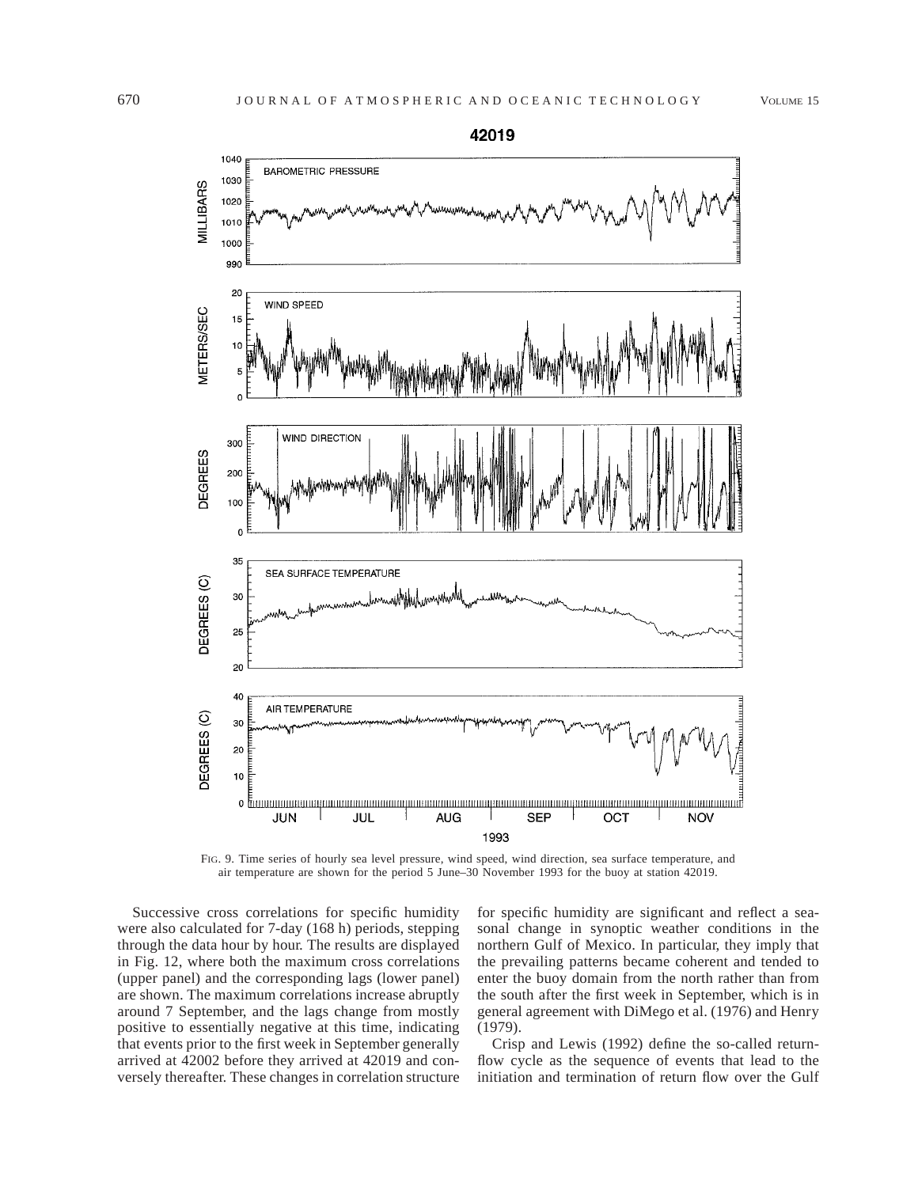Fig. 9. Time series of hourly sea level pressure, wind speed, wind direction, sea surface temperature, and air temperature are shown for the period 5 June–30 November 1993 for the buoy at station 42019.

Successive cross correlations for specific humidity were also calculated for 7-day (168 h) periods, stepping through the data hour by hour. The results are displayed in Fig. 12, where both the maximum cross correlations (upper panel) and the corresponding lags (lower panel) are shown. The maximum correlations increase abruptly around 7 September, and the lags change from mostly positive to essentially negative at this time, indicating that events prior to the first week in September generally arrived at 42002 before they arrived at 42019 and conversely thereafter. These changes in correlation structure for specific humidity are significant and reflect a seasonal change in synoptic weather conditions in the northern Gulf of Mexico. In particular, they imply that the prevailing patterns became coherent and tended to enter the buoy domain from the north rather than from the south after the first week in September, which is in general agreement with DiMego et al. (1976) and Henry (1979).

Crisp and Lewis (1992) define the so-called return-flow cycle as the sequence of events that lead to the initiation and termination of return flow over the Gulf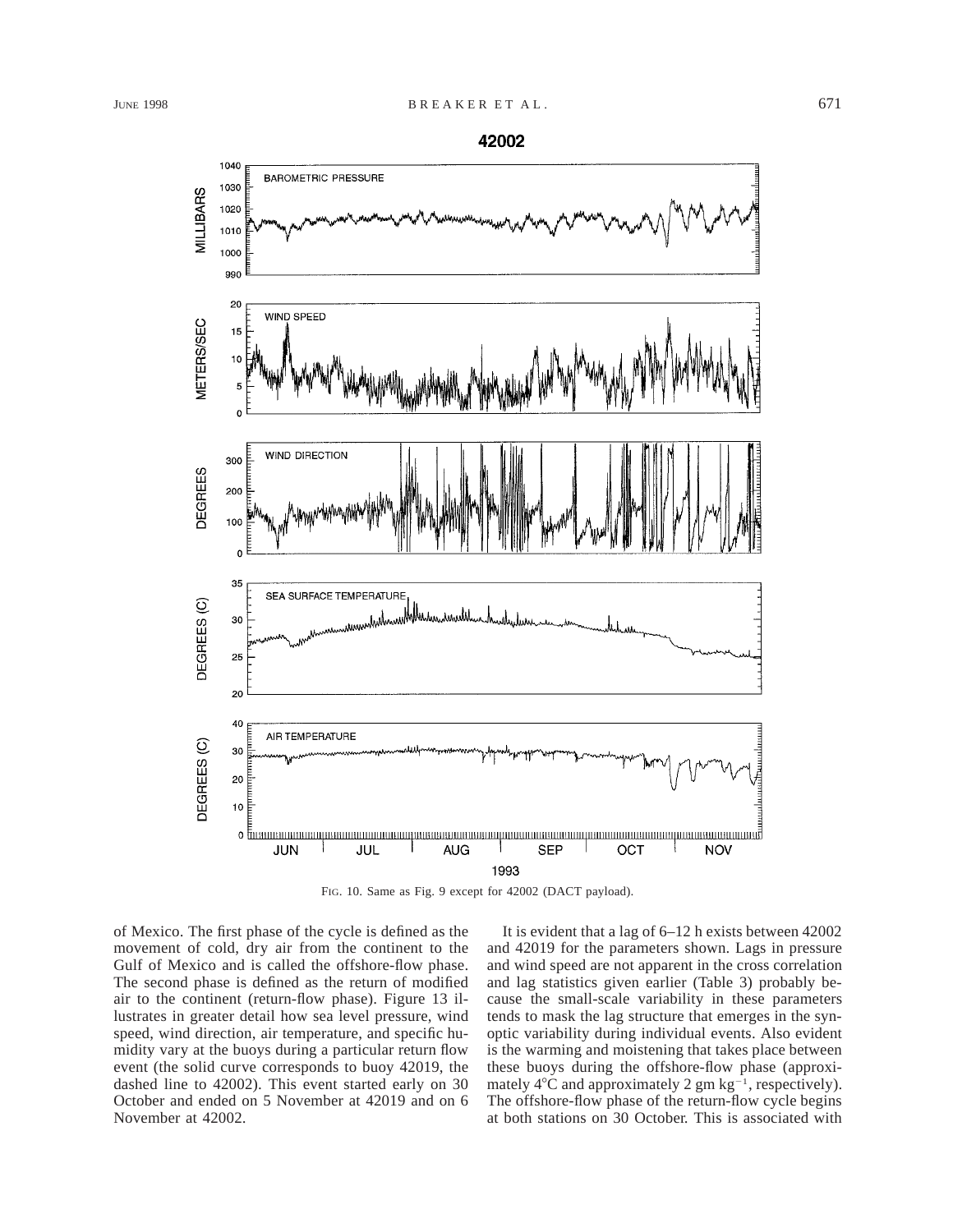FIG. 10. Same as Fig. 9 except for 42002 (DACT payload).

of Mexico. The first phase of the cycle is defined as the movement of cold, dry air from the continent to the Gulf of Mexico and is called the offshore-flow phase. The second phase is defined as the return of modified air to the continent (return-flow phase). Figure 13 illustrates in greater detail how sea level pressure, wind speed, wind direction, air temperature, and specific humidity vary at the buoys during a particular return flow event (the solid curve corresponds to buoy 42019, the dashed line to 42002). This event started early on 30 October and ended on 5 November at 42019 and on 6 November at 42002.

It is evident that a lag of 6–12 h exists between 42002 and 42019 for the parameters shown. Lags in pressure and wind speed are not apparent in the cross correlation and lag statistics given earlier (Table 3) probably because the small-scale variability in these parameters tends to mask the lag structure that emerges in the synoptic variability during individual events. Also evident is the warming and moistening that takes place between these buoys during the offshore-flow phase (approximately 4°C and approximately 2 gm $kg^{-1}$, respectively). The offshore-flow phase of the return-flow cycle begins at both stations on 30 October. This is associated with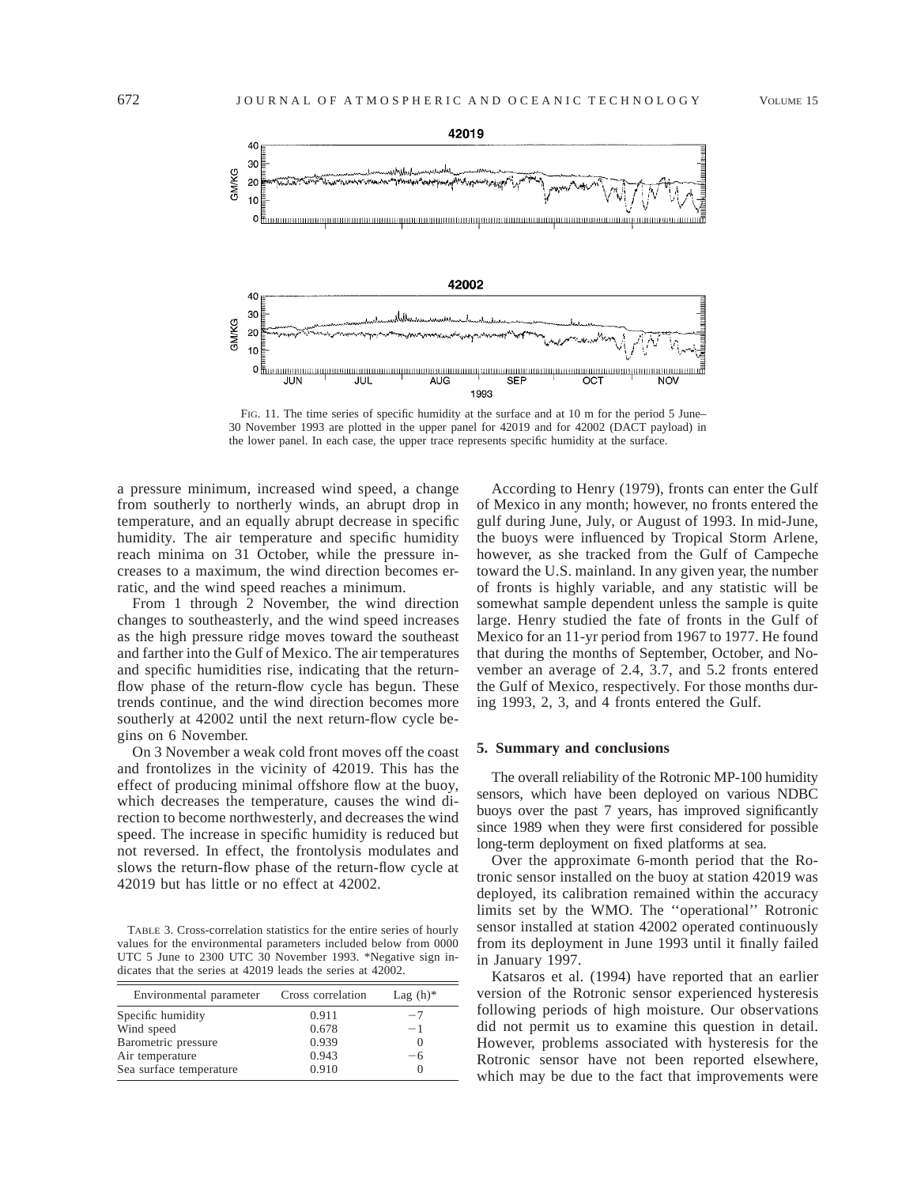FIG. 11. The time series of specific humidity at the surface and at 10 m for the period 5 June–30 November 1993 are plotted in the upper panel for 42019 and for 42002 (DACT payload) in the lower panel. In each case, the upper trace represents specific humidity at the surface.

a pressure minimum, increased wind speed, a change from southerly to northerly winds, an abrupt drop in temperature, and an equally abrupt decrease in specific humidity. The air temperature and specific humidity reach minima on 31 October, while the pressure increases to a maximum, the wind direction becomes erratic, and the wind speed reaches a minimum.

From 1 through 2 November, the wind direction changes to southeasterly, and the wind speed increases as the high pressure ridge moves toward the southeast and farther into the Gulf of Mexico. The air temperatures and specific humidities rise, indicating that the return-flow phase of the return-flow cycle has begun. These trends continue, and the wind direction becomes more southerly at 42002 until the next return-flow cycle begins on 6 November.

On 3 November a weak cold front moves off the coast and frontolizes in the vicinity of 42019. This has the effect of producing minimal offshore flow at the buoy, which decreases the temperature, causes the wind direction to become northwesterly, and decreases the wind speed. The increase in specific humidity is reduced but not reversed. In effect, the frontolysis modulates and slows the return-flow phase of the return-flow cycle at 42019 but has little or no effect at 42002.

TABLE 3. Cross-correlation statistics for the entire series of hourly values for the environmental parameters included below from 0000 UTC 5 June to 2300 UTC 30 November 1993. *Negative sign indicates that the series at 42019 leads the series at 42002.

| Environmental parameter | Cross correlation | Lag (h)* |
|---|---|---|
| Specific humidity | 0.911 | −7 |
| Wind speed | 0.678 | −1 |
| Barometric pressure | 0.939 | 0 |
| Air temperature | 0.943 | −6 |
| Sea surface temperature | 0.910 | 0 |

According to Henry (1979), fronts can enter the Gulf of Mexico in any month; however, no fronts entered the gulf during June, July, or August of 1993. In mid-June, the buoys were influenced by Tropical Storm Arlene, however, as she tracked from the Gulf of Campeche toward the U.S. mainland. In any given year, the number of fronts is highly variable, and any statistic will be somewhat sample dependent unless the sample is quite large. Henry studied the fate of fronts in the Gulf of Mexico for an 11-yr period from 1967 to 1977. He found that during the months of September, October, and November an average of 2.4, 3.7, and 5.2 fronts entered the Gulf of Mexico, respectively. For those months during 1993, 2, 3, and 4 fronts entered the Gulf.

## 5. Summary and conclusions

The overall reliability of the Rotronic MP-100 humidity sensors, which have been deployed on various NDBC buoys over the past 7 years, has improved significantly since 1989 when they were first considered for possible long-term deployment on fixed platforms at sea.

Over the approximate 6-month period that the Rotronic sensor installed on the buoy at station 42019 was deployed, its calibration remained within the accuracy limits set by the WMO. The ''operational'' Rotronic sensor installed at station 42002 operated continuously from its deployment in June 1993 until it finally failed in January 1997.

Katsaros et al. (1994) have reported that an earlier version of the Rotronic sensor experienced hysteresis following periods of high moisture. Our observations did not permit us to examine this question in detail. However, problems associated with hysteresis for the Rotronic sensor have not been reported elsewhere, which may be due to the fact that improvements were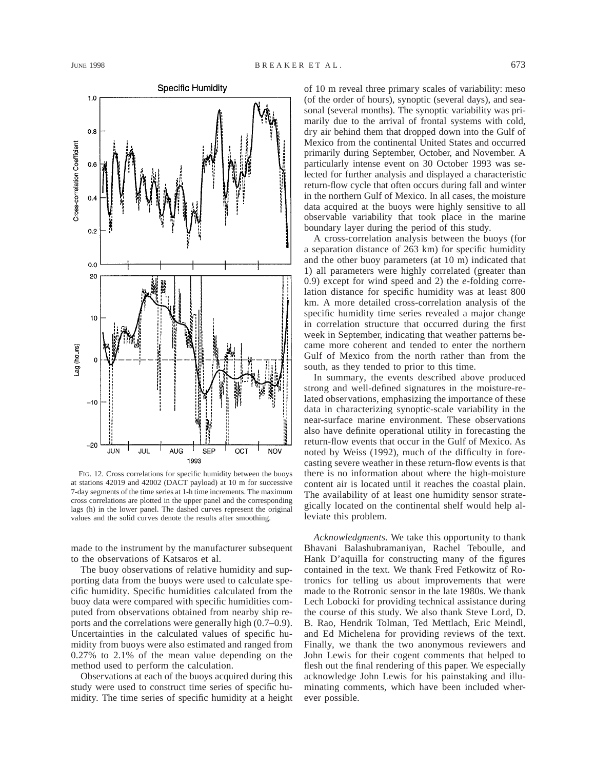FIG. 12. Cross correlations for specific humidity between the buoys at stations 42019 and 42002 (DACT payload) at 10 m for successive 7-day segments of the time series at 1-h time increments. The maximum cross correlations are plotted in the upper panel and the corresponding lags (h) in the lower panel. The dashed curves represent the original values and the solid curves denote the results after smoothing.

made to the instrument by the manufacturer subsequent to the observations of Katsaros et al.

The buoy observations of relative humidity and supporting data from the buoys were used to calculate specific humidity. Specific humidities calculated from the buoy data were compared with specific humidities computed from observations obtained from nearby ship reports and the correlations were generally high (0.7–0.9). Uncertainties in the calculated values of specific humidity from buoys were also estimated and ranged from 0.27% to 2.1% of the mean value depending on the method used to perform the calculation.

Observations at each of the buoys acquired during this study were used to construct time series of specific humidity. The time series of specific humidity at a height of 10 m reveal three primary scales of variability: meso (of the order of hours), synoptic (several days), and seasonal (several months). The synoptic variability was primarily due to the arrival of frontal systems with cold, dry air behind them that dropped down into the Gulf of Mexico from the continental United States and occurred primarily during September, October, and November. A particularly intense event on 30 October 1993 was selected for further analysis and displayed a characteristic return-flow cycle that often occurs during fall and winter in the northern Gulf of Mexico. In all cases, the moisture data acquired at the buoys were highly sensitive to all observable variability that took place in the marine boundary layer during the period of this study.

A cross-correlation analysis between the buoys (for a separation distance of 263 km) for specific humidity and the other buoy parameters (at 10 m) indicated that 1) all parameters were highly correlated (greater than 0.9) except for wind speed and 2) the *e*-folding correlation distance for specific humidity was at least 800 km. A more detailed cross-correlation analysis of the specific humidity time series revealed a major change in correlation structure that occurred during the first week in September, indicating that weather patterns became more coherent and tended to enter the northern Gulf of Mexico from the north rather than from the south, as they tended to prior to this time.

In summary, the events described above produced strong and well-defined signatures in the moisture-related observations, emphasizing the importance of these data in characterizing synoptic-scale variability in the near-surface marine environment. These observations also have definite operational utility in forecasting the return-flow events that occur in the Gulf of Mexico. As noted by Weiss (1992), much of the difficulty in forecasting severe weather in these return-flow events is that there is no information about where the high-moisture content air is located until it reaches the coastal plain. The availability of at least one humidity sensor strategically located on the continental shelf would help alleviate this problem.

*Acknowledgments.* We take this opportunity to thank Bhavani Balashubramaniyan, Rachel Teboulle, and Hank D'aquilla for constructing many of the figures contained in the text. We thank Fred Fetkowitz of Rotronics for telling us about improvements that were made to the Rotronic sensor in the late 1980s. We thank Lech Lobocki for providing technical assistance during the course of this study. We also thank Steve Lord, D. B. Rao, Hendrik Tolman, Ted Mettlach, Eric Meindl, and Ed Michelena for providing reviews of the text. Finally, we thank the two anonymous reviewers and John Lewis for their cogent comments that helped to flesh out the final rendering of this paper. We especially acknowledge John Lewis for his painstaking and illuminating comments, which have been included wherever possible.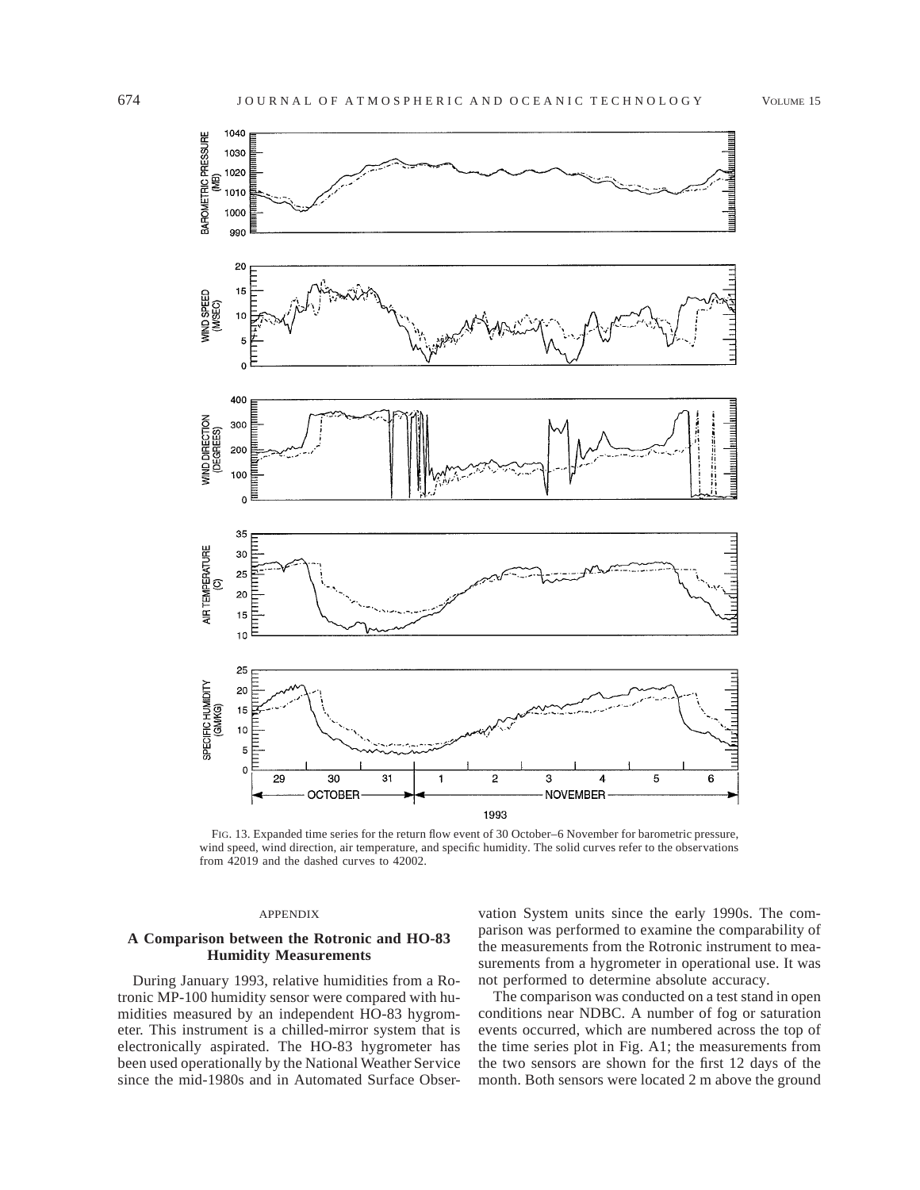FIG. 13. Expanded time series for the return flow event of 30 October–6 November for barometric pressure, wind speed, wind direction, air temperature, and specific humidity. The solid curves refer to the observations from 42019 and the dashed curves to 42002.

## APPENDIX

### A Comparison between the Rotronic and HO-83 Humidity Measurements

During January 1993, relative humidities from a Rotronic MP-100 humidity sensor were compared with humidities measured by an independent HO-83 hygrometer. This instrument is a chilled-mirror system that is electronically aspirated. The HO-83 hygrometer has been used operationally by the National Weather Service since the mid-1980s and in Automated Surface Observation System units since the early 1990s. The comparison was performed to examine the comparability of the measurements from the Rotronic instrument to measurements from a hygrometer in operational use. It was not performed to determine absolute accuracy.

The comparison was conducted on a test stand in open conditions near NDBC. A number of fog or saturation events occurred, which are numbered across the top of the time series plot in Fig. A1; the measurements from the two sensors are shown for the first 12 days of the month. Both sensors were located 2 m above the ground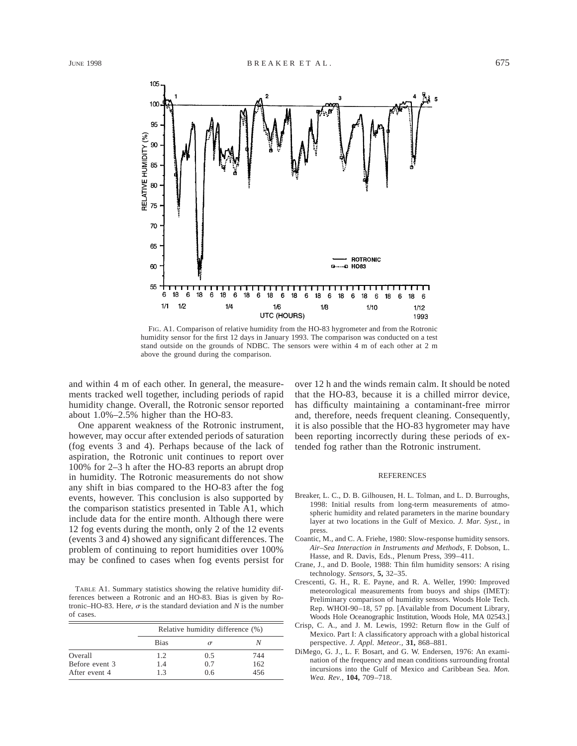FIG. A1. Comparison of relative humidity from the HO-83 hygrometer and from the Rotronic humidity sensor for the first 12 days in January 1993. The comparison was conducted on a test stand outside on the grounds of NDBC. The sensors were within 4 m of each other at 2 m above the ground during the comparison.

and within 4 m of each other. In general, the measurements tracked well together, including periods of rapid humidity change. Overall, the Rotronic sensor reported about 1.0%–2.5% higher than the HO-83.

One apparent weakness of the Rotronic instrument, however, may occur after extended periods of saturation (fog events 3 and 4). Perhaps because of the lack of aspiration, the Rotronic unit continues to report over 100% for 2–3 h after the HO-83 reports an abrupt drop in humidity. The Rotronic measurements do not show any shift in bias compared to the HO-83 after the fog events, however. This conclusion is also supported by the comparison statistics presented in Table A1, which include data for the entire month. Although there were 12 fog events during the month, only 2 of the 12 events (events 3 and 4) showed any significant differences. The problem of continuing to report humidities over 100% may be confined to cases when fog events persist for over 12 h and the winds remain calm. It should be noted that the HO-83, because it is a chilled mirror device, has difficulty maintaining a contaminant-free mirror and, therefore, needs frequent cleaning. Consequently, it is also possible that the HO-83 hygrometer may have been reporting incorrectly during these periods of extended fog rather than the Rotronic instrument.

TABLE A1. Summary statistics showing the relative humidity differences between a Rotronic and an HO-83. Bias is given by Rotronic–HO-83. Here, $\sigma$ is the standard deviation and $N$ is the number of cases.

| | Relative humidity difference (%) | | |
|---|---|---|---|
| | Bias | $\sigma$ | $N$ |
| Overall | 1.2 | 0.5 | 744 |
| Before event 3 | 1.4 | 0.7 | 162 |
| After event 4 | 1.3 | 0.6 | 456 |

## REFERENCES

Breaker, L. C., D. B. Gilhousen, H. L. Tolman, and L. D. Burroughs, 1998: Initial results from long-term measurements of atmospheric humidity and related parameters in the marine boundary layer at two locations in the Gulf of Mexico. *J. Mar. Syst.,* in press.

Coantic, M., and C. A. Friehe, 1980: Slow-response humidity sensors. *Air–Sea Interaction in Instruments and Methods,* F. Dobson, L. Hasse, and R. Davis, Eds., Plenum Press, 399–411.

Crane, J., and D. Boole, 1988: Thin film humidity sensors: A rising technology. *Sensors,* **5,** 32–35.

Crescenti, G. H., R. E. Payne, and R. A. Weller, 1990: Improved meteorological measurements from buoys and ships (IMET): Preliminary comparison of humidity sensors. Woods Hole Tech. Rep. WHOI-90–18, 57 pp. [Available from Document Library, Woods Hole Oceanographic Institution, Woods Hole, MA 02543.]

Crisp, C. A., and J. M. Lewis, 1992: Return flow in the Gulf of Mexico. Part I: A classificatory approach with a global historical perspective. *J. Appl. Meteor.,* **31,** 868–881.

DiMego, G. J., L. F. Bosart, and G. W. Endersen, 1976: An examination of the frequency and mean conditions surrounding frontal incursions into the Gulf of Mexico and Caribbean Sea. *Mon. Wea. Rev.,* **104,** 709–718.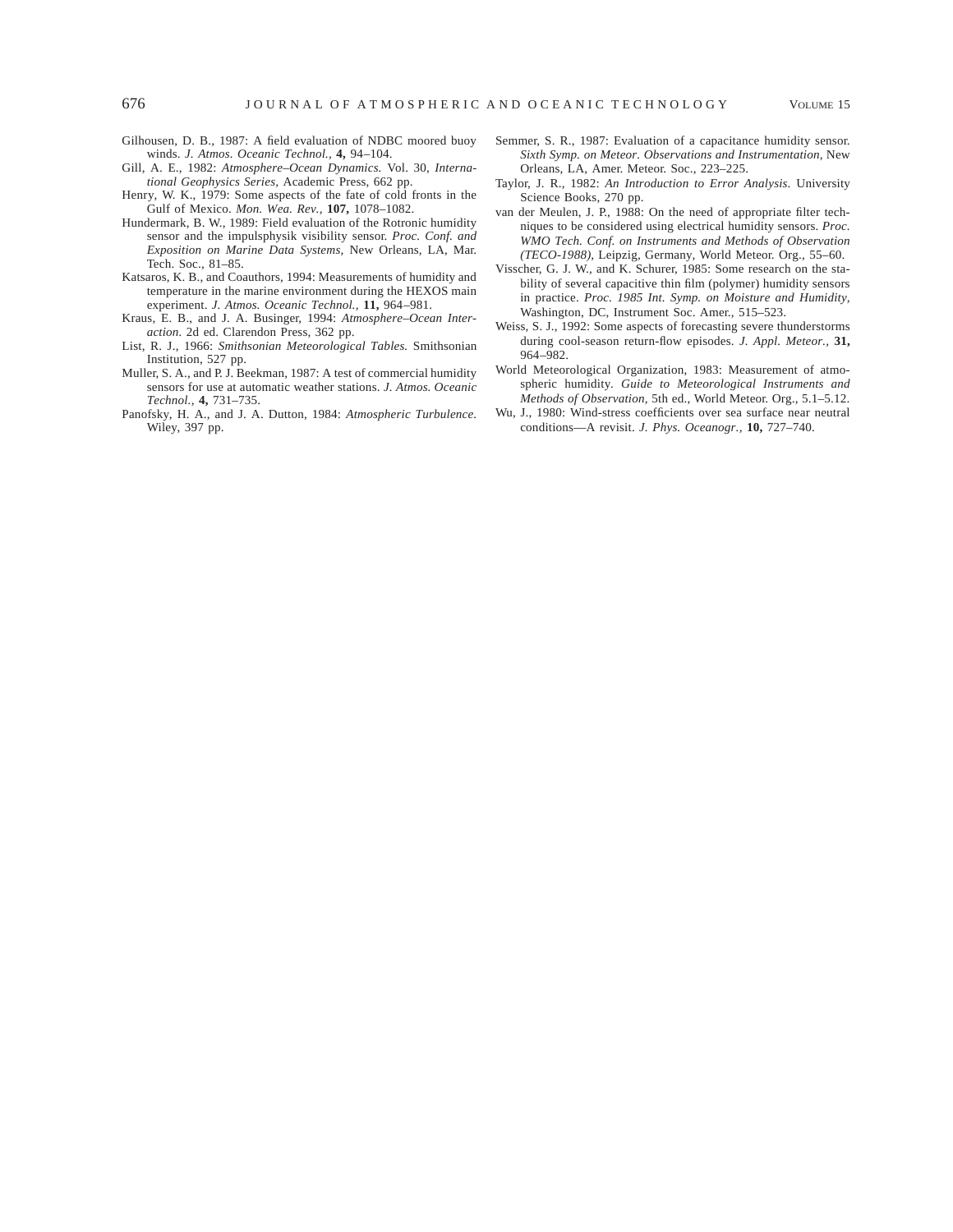Gilhousen, D. B., 1987: A field evaluation of NDBC moored buoy winds. *J. Atmos. Oceanic Technol.,* **4,** 94–104.

Gill, A. E., 1982: *Atmosphere–Ocean Dynamics.* Vol. 30, *International Geophysics Series,* Academic Press, 662 pp.

Henry, W. K., 1979: Some aspects of the fate of cold fronts in the Gulf of Mexico. *Mon. Wea. Rev.,* **107,** 1078–1082.

Hundermark, B. W., 1989: Field evaluation of the Rotronic humidity sensor and the impulsphysik visibility sensor. *Proc. Conf. and Exposition on Marine Data Systems,* New Orleans, LA, Mar. Tech. Soc., 81–85.

Katsaros, K. B., and Coauthors, 1994: Measurements of humidity and temperature in the marine environment during the HEXOS main experiment. *J. Atmos. Oceanic Technol.,* **11,** 964–981.

Kraus, E. B., and J. A. Businger, 1994: *Atmosphere–Ocean Interaction.* 2d ed. Clarendon Press, 362 pp.

List, R. J., 1966: *Smithsonian Meteorological Tables.* Smithsonian Institution, 527 pp.

Muller, S. A., and P. J. Beekman, 1987: A test of commercial humidity sensors for use at automatic weather stations. *J. Atmos. Oceanic Technol.,* **4,** 731–735.

Panofsky, H. A., and J. A. Dutton, 1984: *Atmospheric Turbulence.* Wiley, 397 pp.

Semmer, S. R., 1987: Evaluation of a capacitance humidity sensor. *Sixth Symp. on Meteor. Observations and Instrumentation,* New Orleans, LA, Amer. Meteor. Soc., 223–225.

Taylor, J. R., 1982: *An Introduction to Error Analysis.* University Science Books, 270 pp.

van der Meulen, J. P., 1988: On the need of appropriate filter techniques to be considered using electrical humidity sensors. *Proc. WMO Tech. Conf. on Instruments and Methods of Observation (TECO-1988),* Leipzig, Germany, World Meteor. Org., 55–60.

Visscher, G. J. W., and K. Schurer, 1985: Some research on the stability of several capacitive thin film (polymer) humidity sensors in practice. *Proc. 1985 Int. Symp. on Moisture and Humidity,* Washington, DC, Instrument Soc. Amer., 515–523.

Weiss, S. J., 1992: Some aspects of forecasting severe thunderstorms during cool-season return-flow episodes. *J. Appl. Meteor.,* **31,** 964–982.

World Meteorological Organization, 1983: Measurement of atmospheric humidity. *Guide to Meteorological Instruments and Methods of Observation,* 5th ed., World Meteor. Org., 5.1–5.12.

Wu, J., 1980: Wind-stress coefficients over sea surface near neutral conditions—A revisit. *J. Phys. Oceanogr.,* **10,** 727–740.